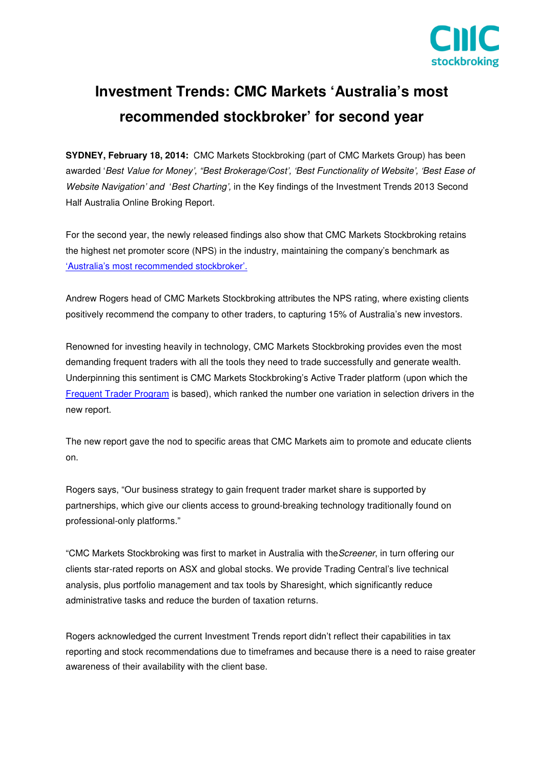# Investment Trends: CMC Markets 'Australia's most recommended stockbroker' for second year

**SYDNEY, February 18, 2014:** CMC Markets Stockbroking (part of CMC Markets Group) has been awarded '*Best Value for Money', "Best Brokerage/Cost', 'Best Functionality of Website', 'Best Ease of Website Navigation' and* '*Best Charting',* in the Key findings of the Investment Trends 2013 Second Half Australia Online Broking Report.

For the second year, the newly released findings also show that CMC Markets Stockbroking retains the highest net promoter score (NPS) in the industry, maintaining the company's benchmark as 'Australia's most recommended stockbroker'.

Andrew Rogers head of CMC Markets Stockbroking attributes the NPS rating, where existing clients positively recommend the company to other traders, to capturing 15% of Australia's new investors.

Renowned for investing heavily in technology, CMC Markets Stockbroking provides even the most demanding frequent traders with all the tools they need to trade successfully and generate wealth. Underpinning this sentiment is CMC Markets Stockbroking's Active Trader platform (upon which the Frequent Trader Program is based), which ranked the number one variation in selection drivers in the new report.

The new report gave the nod to specific areas that CMC Markets aim to promote and educate clients on.

Rogers says, "Our business strategy to gain frequent trader market share is supported by partnerships, which give our clients access to ground-breaking technology traditionally found on professional-only platforms."

"CMC Markets Stockbroking was first to market in Australia with the *Screener*, in turn offering our clients star-rated reports on ASX and global stocks. We provide Trading Central's live technical analysis, plus portfolio management and tax tools by Sharesight, which significantly reduce administrative tasks and reduce the burden of taxation returns.

Rogers acknowledged the current Investment Trends report didn't reflect their capabilities in tax reporting and stock recommendations due to timeframes and because there is a need to raise greater awareness of their availability with the client base.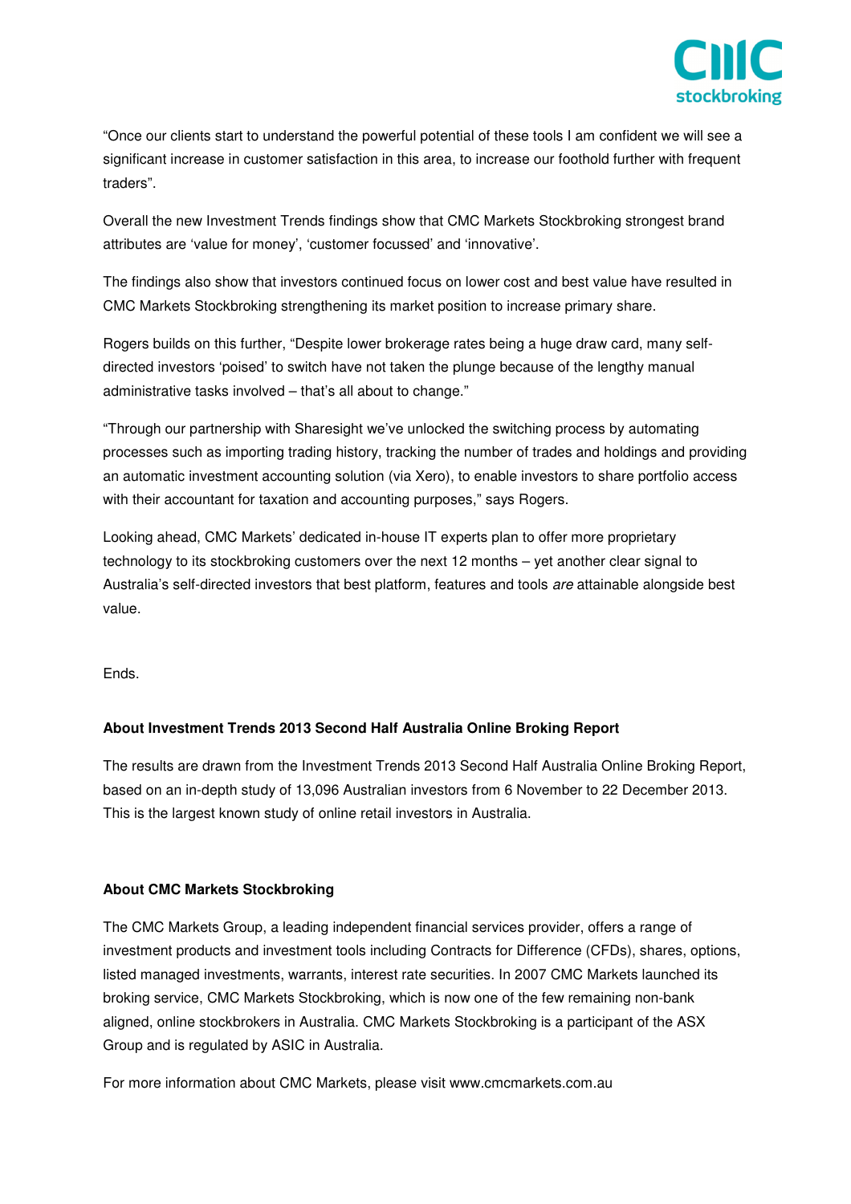"Once our clients start to understand the powerful potential of these tools I am confident we will see a significant increase in customer satisfaction in this area, to increase our foothold further with frequent traders".

Overall the new Investment Trends findings show that CMC Markets Stockbroking strongest brand attributes are 'value for money', 'customer focussed' and 'innovative'.

The findings also show that investors continued focus on lower cost and best value have resulted in CMC Markets Stockbroking strengthening its market position to increase primary share.

Rogers builds on this further, "Despite lower brokerage rates being a huge draw card, many self-directed investors 'poised' to switch have not taken the plunge because of the lengthy manual administrative tasks involved – that's all about to change."

"Through our partnership with Sharesight we've unlocked the switching process by automating processes such as importing trading history, tracking the number of trades and holdings and providing an automatic investment accounting solution (via Xero), to enable investors to share portfolio access with their accountant for taxation and accounting purposes," says Rogers.

Looking ahead, CMC Markets' dedicated in-house IT experts plan to offer more proprietary technology to its stockbroking customers over the next 12 months – yet another clear signal to Australia's self-directed investors that best platform, features and tools *are* attainable alongside best value.

Ends.

**About Investment Trends 2013 Second Half Australia Online Broking Report**

The results are drawn from the Investment Trends 2013 Second Half Australia Online Broking Report, based on an in-depth study of 13,096 Australian investors from 6 November to 22 December 2013. This is the largest known study of online retail investors in Australia.

**About CMC Markets Stockbroking**

The CMC Markets Group, a leading independent financial services provider, offers a range of investment products and investment tools including Contracts for Difference (CFDs), shares, options, listed managed investments, warrants, interest rate securities. In 2007 CMC Markets launched its broking service, CMC Markets Stockbroking, which is now one of the few remaining non-bank aligned, online stockbrokers in Australia. CMC Markets Stockbroking is a participant of the ASX Group and is regulated by ASIC in Australia.

For more information about CMC Markets, please visit www.cmcmarkets.com.au